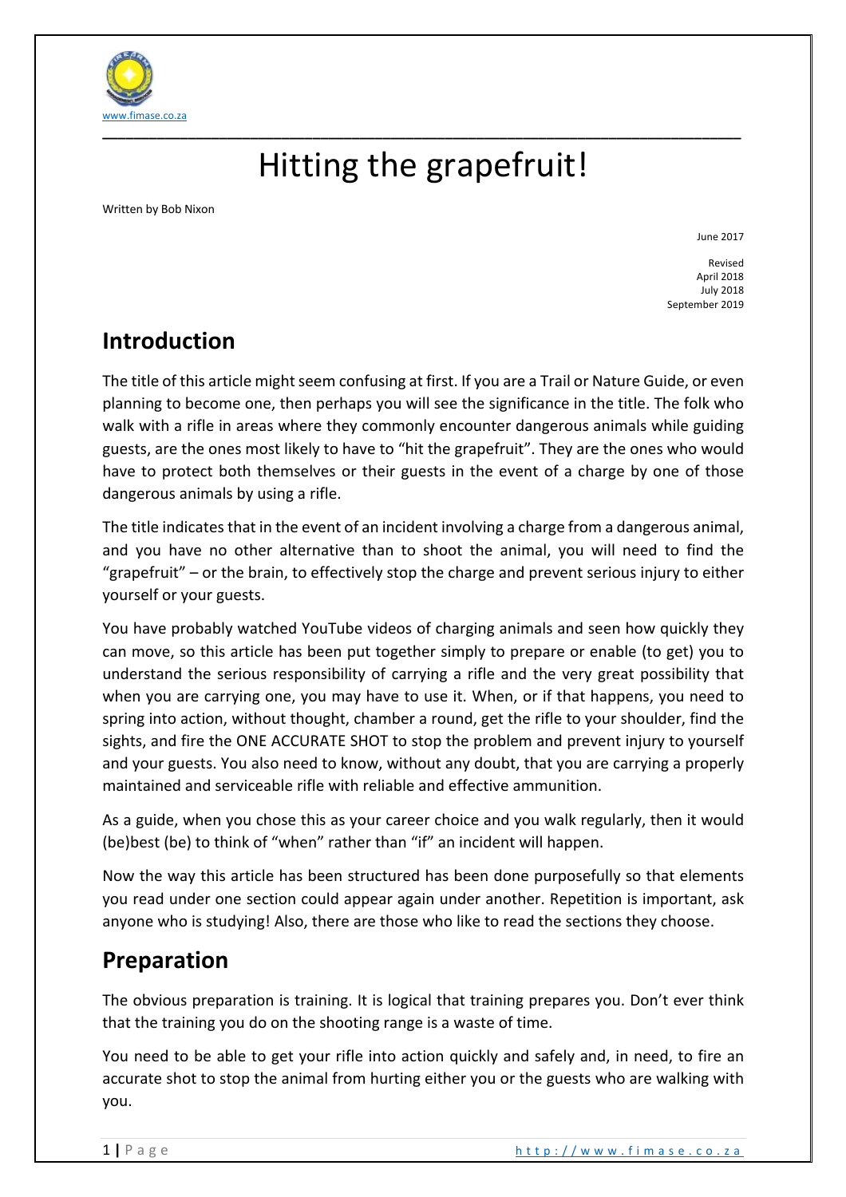www.fimase.co.za

# Hitting the grapefruit!

Written by Bob Nixon

June 2017

Revised
April 2018
July 2018
September 2019

## Introduction

The title of this article might seem confusing at first. If you are a Trail or Nature Guide, or even planning to become one, then perhaps you will see the significance in the title. The folk who walk with a rifle in areas where they commonly encounter dangerous animals while guiding guests, are the ones most likely to have to "hit the grapefruit". They are the ones who would have to protect both themselves or their guests in the event of a charge by one of those dangerous animals by using a rifle.

The title indicates that in the event of an incident involving a charge from a dangerous animal, and you have no other alternative than to shoot the animal, you will need to find the "grapefruit" – or the brain, to effectively stop the charge and prevent serious injury to either yourself or your guests.

You have probably watched YouTube videos of charging animals and seen how quickly they can move, so this article has been put together simply to prepare or enable (to get) you to understand the serious responsibility of carrying a rifle and the very great possibility that when you are carrying one, you may have to use it. When, or if that happens, you need to spring into action, without thought, chamber a round, get the rifle to your shoulder, find the sights, and fire the ONE ACCURATE SHOT to stop the problem and prevent injury to yourself and your guests. You also need to know, without any doubt, that you are carrying a properly maintained and serviceable rifle with reliable and effective ammunition.

As a guide, when you chose this as your career choice and you walk regularly, then it would (be)best (be) to think of "when" rather than "if" an incident will happen.

Now the way this article has been structured has been done purposefully so that elements you read under one section could appear again under another. Repetition is important, ask anyone who is studying! Also, there are those who like to read the sections they choose.

## Preparation

The obvious preparation is training. It is logical that training prepares you. Don't ever think that the training you do on the shooting range is a waste of time.

You need to be able to get your rifle into action quickly and safely and, in need, to fire an accurate shot to stop the animal from hurting either you or the guests who are walking with you.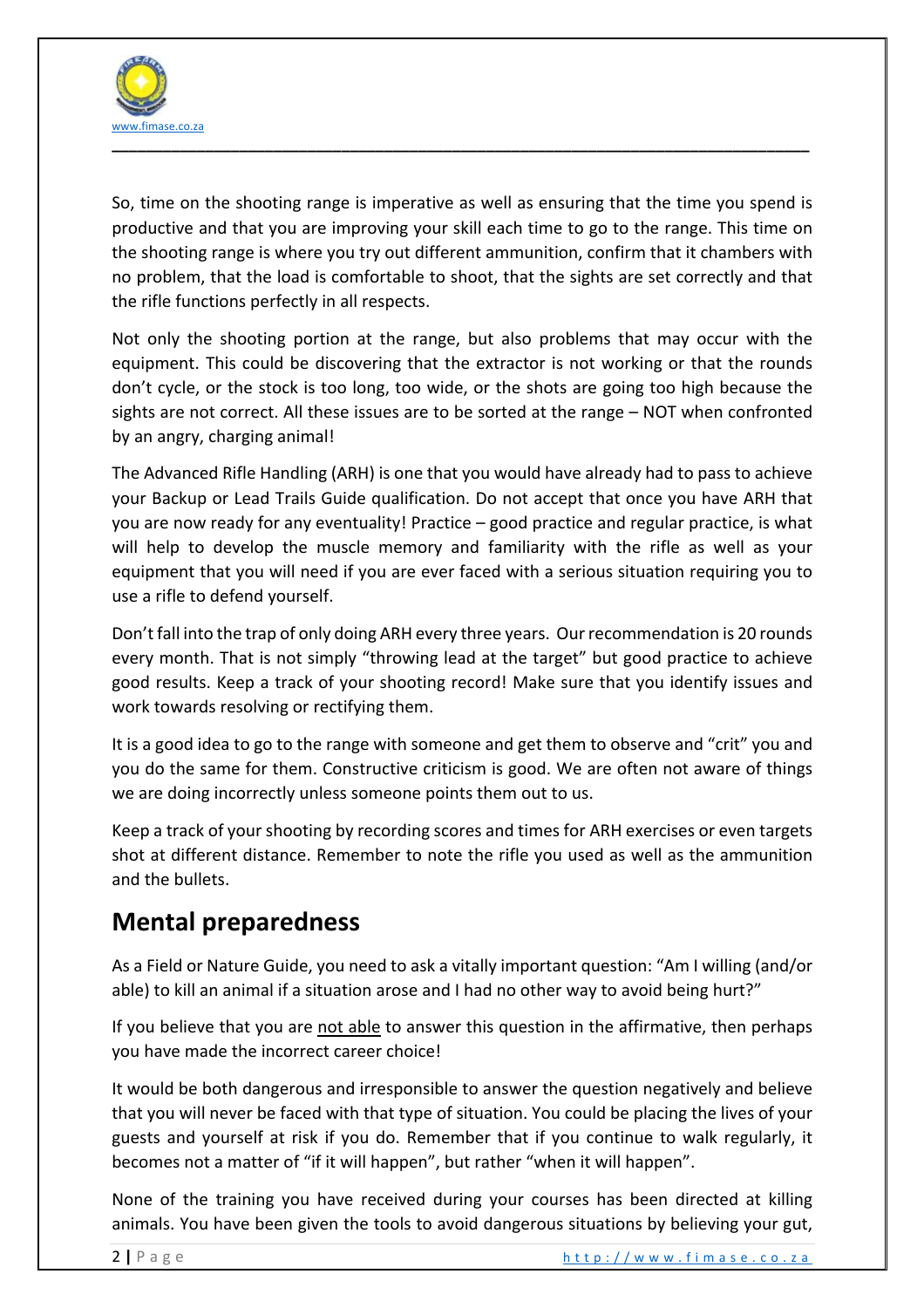So, time on the shooting range is imperative as well as ensuring that the time you spend is productive and that you are improving your skill each time to go to the range. This time on the shooting range is where you try out different ammunition, confirm that it chambers with no problem, that the load is comfortable to shoot, that the sights are set correctly and that the rifle functions perfectly in all respects.

Not only the shooting portion at the range, but also problems that may occur with the equipment. This could be discovering that the extractor is not working or that the rounds don't cycle, or the stock is too long, too wide, or the shots are going too high because the sights are not correct. All these issues are to be sorted at the range – NOT when confronted by an angry, charging animal!

The Advanced Rifle Handling (ARH) is one that you would have already had to pass to achieve your Backup or Lead Trails Guide qualification. Do not accept that once you have ARH that you are now ready for any eventuality! Practice – good practice and regular practice, is what will help to develop the muscle memory and familiarity with the rifle as well as your equipment that you will need if you are ever faced with a serious situation requiring you to use a rifle to defend yourself.

Don't fall into the trap of only doing ARH every three years. Our recommendation is 20 rounds every month. That is not simply "throwing lead at the target" but good practice to achieve good results. Keep a track of your shooting record! Make sure that you identify issues and work towards resolving or rectifying them.

It is a good idea to go to the range with someone and get them to observe and "crit" you and you do the same for them. Constructive criticism is good. We are often not aware of things we are doing incorrectly unless someone points them out to us.

Keep a track of your shooting by recording scores and times for ARH exercises or even targets shot at different distance. Remember to note the rifle you used as well as the ammunition and the bullets.

## Mental preparedness

As a Field or Nature Guide, you need to ask a vitally important question: "Am I willing (and/or able) to kill an animal if a situation arose and I had no other way to avoid being hurt?"

If you believe that you are <u>not able</u> to answer this question in the affirmative, then perhaps you have made the incorrect career choice!

It would be both dangerous and irresponsible to answer the question negatively and believe that you will never be faced with that type of situation. You could be placing the lives of your guests and yourself at risk if you do. Remember that if you continue to walk regularly, it becomes not a matter of "if it will happen", but rather "when it will happen".

None of the training you have received during your courses has been directed at killing animals. You have been given the tools to avoid dangerous situations by believing your gut,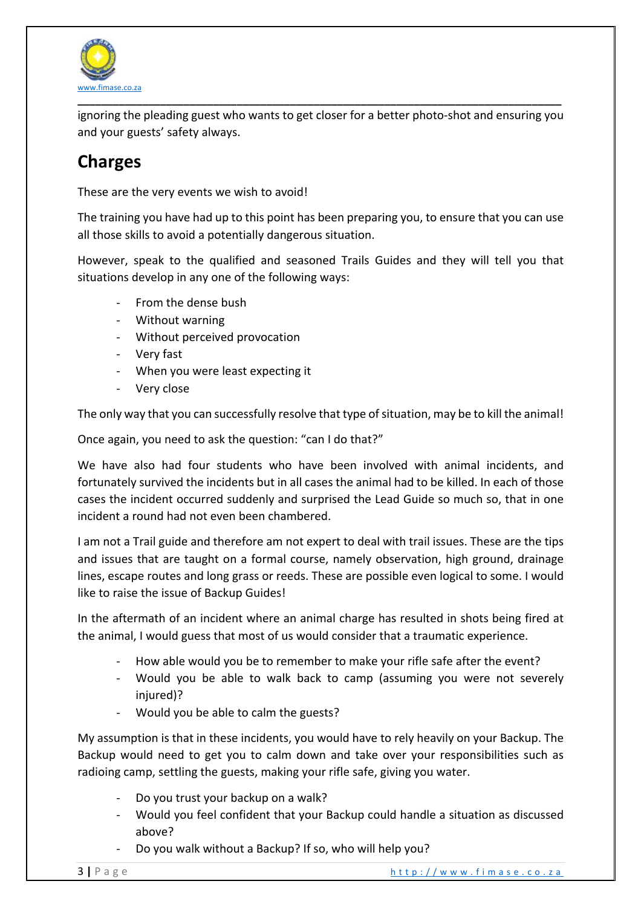ignoring the pleading guest who wants to get closer for a better photo-shot and ensuring you and your guests' safety always.

## Charges

These are the very events we wish to avoid!

The training you have had up to this point has been preparing you, to ensure that you can use all those skills to avoid a potentially dangerous situation.

However, speak to the qualified and seasoned Trails Guides and they will tell you that situations develop in any one of the following ways:

- From the dense bush
- Without warning
- Without perceived provocation
- Very fast
- When you were least expecting it
- Very close

The only way that you can successfully resolve that type of situation, may be to kill the animal!

Once again, you need to ask the question: "can I do that?"

We have also had four students who have been involved with animal incidents, and fortunately survived the incidents but in all cases the animal had to be killed. In each of those cases the incident occurred suddenly and surprised the Lead Guide so much so, that in one incident a round had not even been chambered.

I am not a Trail guide and therefore am not expert to deal with trail issues. These are the tips and issues that are taught on a formal course, namely observation, high ground, drainage lines, escape routes and long grass or reeds. These are possible even logical to some. I would like to raise the issue of Backup Guides!

In the aftermath of an incident where an animal charge has resulted in shots being fired at the animal, I would guess that most of us would consider that a traumatic experience.

- How able would you be to remember to make your rifle safe after the event?
- Would you be able to walk back to camp (assuming you were not severely injured)?
- Would you be able to calm the guests?

My assumption is that in these incidents, you would have to rely heavily on your Backup. The Backup would need to get you to calm down and take over your responsibilities such as radioing camp, settling the guests, making your rifle safe, giving you water.

- Do you trust your backup on a walk?
- Would you feel confident that your Backup could handle a situation as discussed above?
- Do you walk without a Backup? If so, who will help you?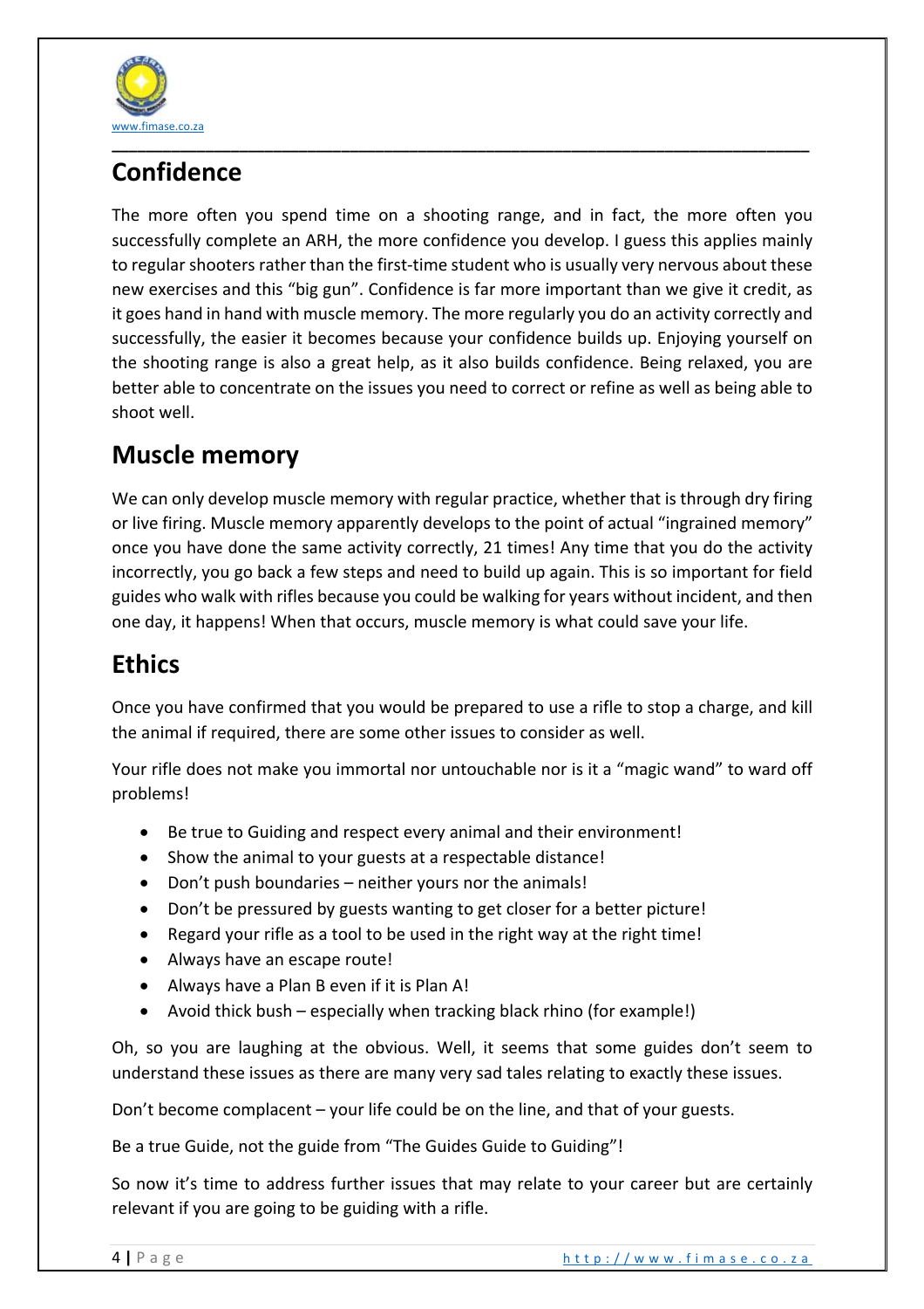## Confidence

The more often you spend time on a shooting range, and in fact, the more often you successfully complete an ARH, the more confidence you develop. I guess this applies mainly to regular shooters rather than the first-time student who is usually very nervous about these new exercises and this "big gun". Confidence is far more important than we give it credit, as it goes hand in hand with muscle memory. The more regularly you do an activity correctly and successfully, the easier it becomes because your confidence builds up. Enjoying yourself on the shooting range is also a great help, as it also builds confidence. Being relaxed, you are better able to concentrate on the issues you need to correct or refine as well as being able to shoot well.

## Muscle memory

We can only develop muscle memory with regular practice, whether that is through dry firing or live firing. Muscle memory apparently develops to the point of actual "ingrained memory" once you have done the same activity correctly, 21 times! Any time that you do the activity incorrectly, you go back a few steps and need to build up again. This is so important for field guides who walk with rifles because you could be walking for years without incident, and then one day, it happens! When that occurs, muscle memory is what could save your life.

## Ethics

Once you have confirmed that you would be prepared to use a rifle to stop a charge, and kill the animal if required, there are some other issues to consider as well.

Your rifle does not make you immortal nor untouchable nor is it a "magic wand" to ward off problems!

- Be true to Guiding and respect every animal and their environment!
- Show the animal to your guests at a respectable distance!
- Don't push boundaries – neither yours nor the animals!
- Don't be pressured by guests wanting to get closer for a better picture!
- Regard your rifle as a tool to be used in the right way at the right time!
- Always have an escape route!
- Always have a Plan B even if it is Plan A!
- Avoid thick bush – especially when tracking black rhino (for example!)

Oh, so you are laughing at the obvious. Well, it seems that some guides don't seem to understand these issues as there are many very sad tales relating to exactly these issues.

Don't become complacent – your life could be on the line, and that of your guests.

Be a true Guide, not the guide from "The Guides Guide to Guiding"!

So now it's time to address further issues that may relate to your career but are certainly relevant if you are going to be guiding with a rifle.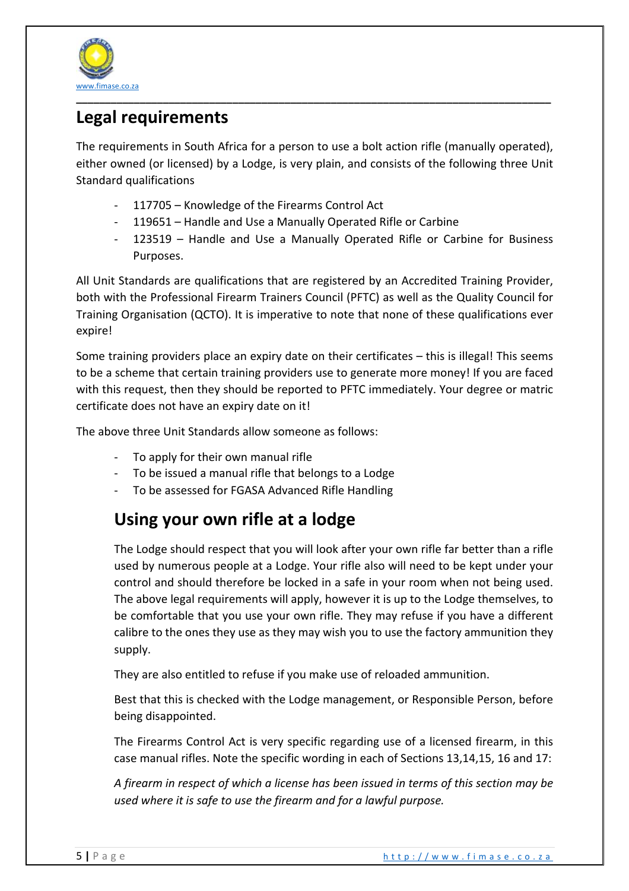## Legal requirements

The requirements in South Africa for a person to use a bolt action rifle (manually operated), either owned (or licensed) by a Lodge, is very plain, and consists of the following three Unit Standard qualifications

- 117705 – Knowledge of the Firearms Control Act
- 119651 – Handle and Use a Manually Operated Rifle or Carbine
- 123519 – Handle and Use a Manually Operated Rifle or Carbine for Business Purposes.

All Unit Standards are qualifications that are registered by an Accredited Training Provider, both with the Professional Firearm Trainers Council (PFTC) as well as the Quality Council for Training Organisation (QCTO). It is imperative to note that none of these qualifications ever expire!

Some training providers place an expiry date on their certificates – this is illegal! This seems to be a scheme that certain training providers use to generate more money! If you are faced with this request, then they should be reported to PFTC immediately. Your degree or matric certificate does not have an expiry date on it!

The above three Unit Standards allow someone as follows:

- To apply for their own manual rifle
- To be issued a manual rifle that belongs to a Lodge
- To be assessed for FGASA Advanced Rifle Handling

### Using your own rifle at a lodge

The Lodge should respect that you will look after your own rifle far better than a rifle used by numerous people at a Lodge. Your rifle also will need to be kept under your control and should therefore be locked in a safe in your room when not being used. The above legal requirements will apply, however it is up to the Lodge themselves, to be comfortable that you use your own rifle. They may refuse if you have a different calibre to the ones they use as they may wish you to use the factory ammunition they supply.

They are also entitled to refuse if you make use of reloaded ammunition.

Best that this is checked with the Lodge management, or Responsible Person, before being disappointed.

The Firearms Control Act is very specific regarding use of a licensed firearm, in this case manual rifles. Note the specific wording in each of Sections 13,14,15, 16 and 17:

*A firearm in respect of which a license has been issued in terms of this section may be used where it is safe to use the firearm and for a lawful purpose.*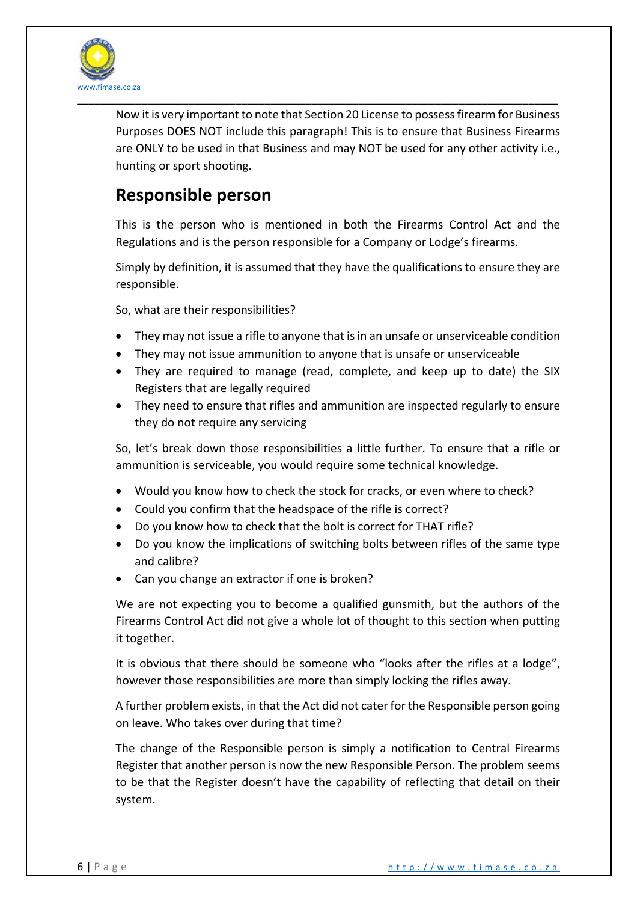Now it is very important to note that Section 20 License to possess firearm for Business Purposes DOES NOT include this paragraph! This is to ensure that Business Firearms are ONLY to be used in that Business and may NOT be used for any other activity i.e., hunting or sport shooting.

## Responsible person

This is the person who is mentioned in both the Firearms Control Act and the Regulations and is the person responsible for a Company or Lodge's firearms.

Simply by definition, it is assumed that they have the qualifications to ensure they are responsible.

So, what are their responsibilities?

- They may not issue a rifle to anyone that is in an unsafe or unserviceable condition
- They may not issue ammunition to anyone that is unsafe or unserviceable
- They are required to manage (read, complete, and keep up to date) the SIX Registers that are legally required
- They need to ensure that rifles and ammunition are inspected regularly to ensure they do not require any servicing

So, let's break down those responsibilities a little further. To ensure that a rifle or ammunition is serviceable, you would require some technical knowledge.

- Would you know how to check the stock for cracks, or even where to check?
- Could you confirm that the headspace of the rifle is correct?
- Do you know how to check that the bolt is correct for THAT rifle?
- Do you know the implications of switching bolts between rifles of the same type and calibre?
- Can you change an extractor if one is broken?

We are not expecting you to become a qualified gunsmith, but the authors of the Firearms Control Act did not give a whole lot of thought to this section when putting it together.

It is obvious that there should be someone who "looks after the rifles at a lodge", however those responsibilities are more than simply locking the rifles away.

A further problem exists, in that the Act did not cater for the Responsible person going on leave. Who takes over during that time?

The change of the Responsible person is simply a notification to Central Firearms Register that another person is now the new Responsible Person. The problem seems to be that the Register doesn't have the capability of reflecting that detail on their system.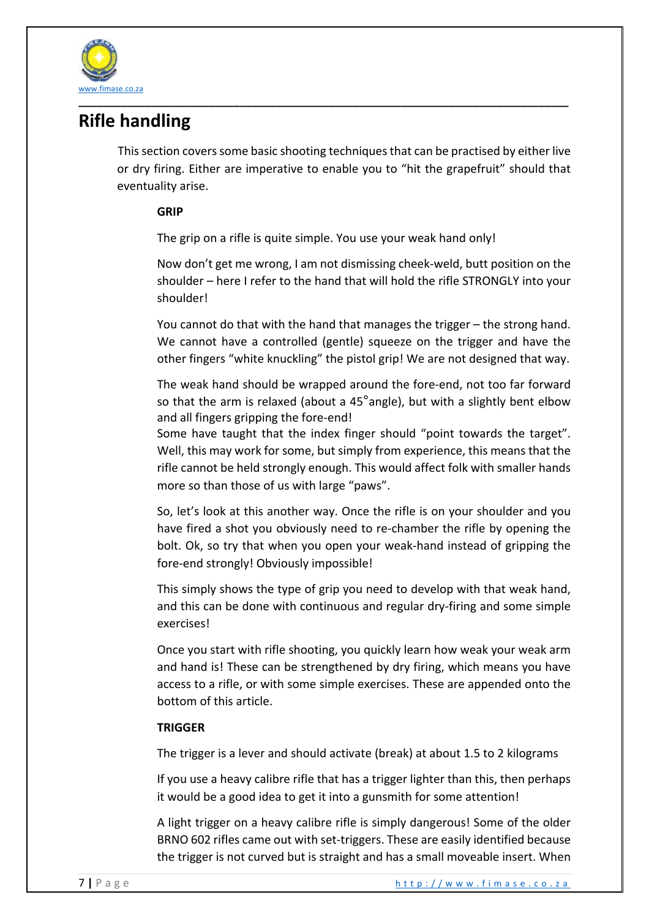## Rifle handling

This section covers some basic shooting techniques that can be practised by either live or dry firing. Either are imperative to enable you to "hit the grapefruit" should that eventuality arise.

**GRIP**

The grip on a rifle is quite simple. You use your weak hand only!

Now don't get me wrong, I am not dismissing cheek-weld, butt position on the shoulder – here I refer to the hand that will hold the rifle STRONGLY into your shoulder!

You cannot do that with the hand that manages the trigger – the strong hand. We cannot have a controlled (gentle) squeeze on the trigger and have the other fingers "white knuckling" the pistol grip! We are not designed that way.

The weak hand should be wrapped around the fore-end, not too far forward so that the arm is relaxed (about a 45˚angle), but with a slightly bent elbow and all fingers gripping the fore-end!
Some have taught that the index finger should "point towards the target". Well, this may work for some, but simply from experience, this means that the rifle cannot be held strongly enough. This would affect folk with smaller hands more so than those of us with large "paws".

So, let's look at this another way. Once the rifle is on your shoulder and you have fired a shot you obviously need to re-chamber the rifle by opening the bolt. Ok, so try that when you open your weak-hand instead of gripping the fore-end strongly! Obviously impossible!

This simply shows the type of grip you need to develop with that weak hand, and this can be done with continuous and regular dry-firing and some simple exercises!

Once you start with rifle shooting, you quickly learn how weak your weak arm and hand is! These can be strengthened by dry firing, which means you have access to a rifle, or with some simple exercises. These are appended onto the bottom of this article.

**TRIGGER**

The trigger is a lever and should activate (break) at about 1.5 to 2 kilograms

If you use a heavy calibre rifle that has a trigger lighter than this, then perhaps it would be a good idea to get it into a gunsmith for some attention!

A light trigger on a heavy calibre rifle is simply dangerous! Some of the older BRNO 602 rifles came out with set-triggers. These are easily identified because the trigger is not curved but is straight and has a small moveable insert. When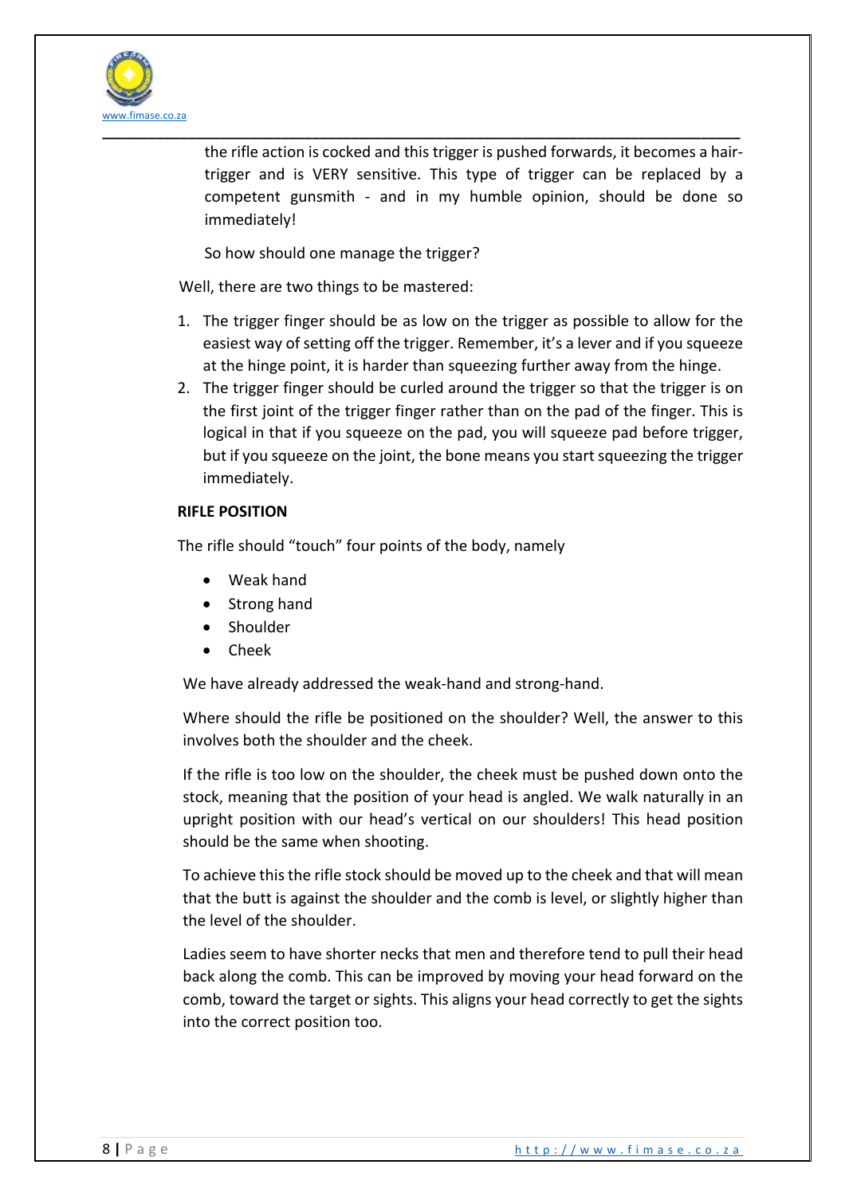the rifle action is cocked and this trigger is pushed forwards, it becomes a hair-trigger and is VERY sensitive. This type of trigger can be replaced by a competent gunsmith - and in my humble opinion, should be done so immediately!

So how should one manage the trigger?

Well, there are two things to be mastered:

1. The trigger finger should be as low on the trigger as possible to allow for the easiest way of setting off the trigger. Remember, it's a lever and if you squeeze at the hinge point, it is harder than squeezing further away from the hinge.
2. The trigger finger should be curled around the trigger so that the trigger is on the first joint of the trigger finger rather than on the pad of the finger. This is logical in that if you squeeze on the pad, you will squeeze pad before trigger, but if you squeeze on the joint, the bone means you start squeezing the trigger immediately.

**RIFLE POSITION**

The rifle should "touch" four points of the body, namely

- Weak hand
- Strong hand
- Shoulder
- Cheek

We have already addressed the weak-hand and strong-hand.

Where should the rifle be positioned on the shoulder? Well, the answer to this involves both the shoulder and the cheek.

If the rifle is too low on the shoulder, the cheek must be pushed down onto the stock, meaning that the position of your head is angled. We walk naturally in an upright position with our head's vertical on our shoulders! This head position should be the same when shooting.

To achieve this the rifle stock should be moved up to the cheek and that will mean that the butt is against the shoulder and the comb is level, or slightly higher than the level of the shoulder.

Ladies seem to have shorter necks that men and therefore tend to pull their head back along the comb. This can be improved by moving your head forward on the comb, toward the target or sights. This aligns your head correctly to get the sights into the correct position too.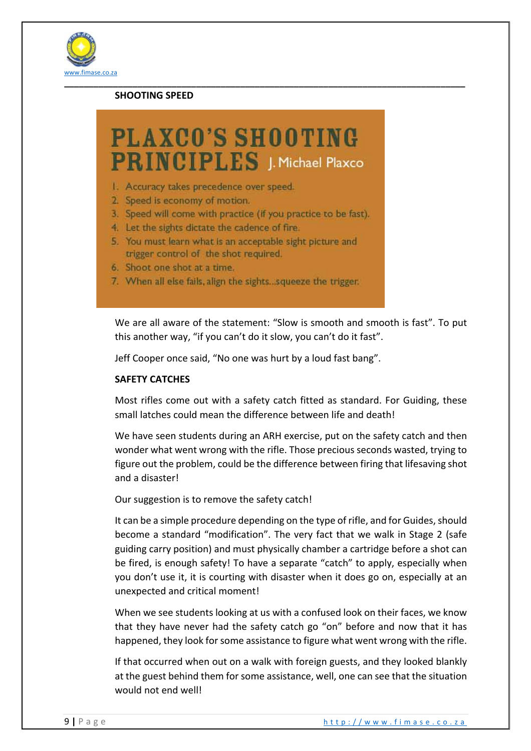## SHOOTING SPEED

**PLAXCO'S SHOOTING PRINCIPLES** J. Michael Plaxco

1. Accuracy takes precedence over speed.
2. Speed is economy of motion.
3. Speed will come with practice (if you practice to be fast).
4. Let the sights dictate the cadence of fire.
5. You must learn what is an acceptable sight picture and trigger control of the shot required.
6. Shoot one shot at a time.
7. When all else fails, align the sights...squeeze the trigger.

We are all aware of the statement: "Slow is smooth and smooth is fast". To put this another way, "if you can't do it slow, you can't do it fast".

Jeff Cooper once said, "No one was hurt by a loud fast bang".

## SAFETY CATCHES

Most rifles come out with a safety catch fitted as standard. For Guiding, these small latches could mean the difference between life and death!

We have seen students during an ARH exercise, put on the safety catch and then wonder what went wrong with the rifle. Those precious seconds wasted, trying to figure out the problem, could be the difference between firing that lifesaving shot and a disaster!

Our suggestion is to remove the safety catch!

It can be a simple procedure depending on the type of rifle, and for Guides, should become a standard "modification". The very fact that we walk in Stage 2 (safe guiding carry position) and must physically chamber a cartridge before a shot can be fired, is enough safety! To have a separate "catch" to apply, especially when you don't use it, it is courting with disaster when it does go on, especially at an unexpected and critical moment!

When we see students looking at us with a confused look on their faces, we know that they have never had the safety catch go "on" before and now that it has happened, they look for some assistance to figure what went wrong with the rifle.

If that occurred when out on a walk with foreign guests, and they looked blankly at the guest behind them for some assistance, well, one can see that the situation would not end well!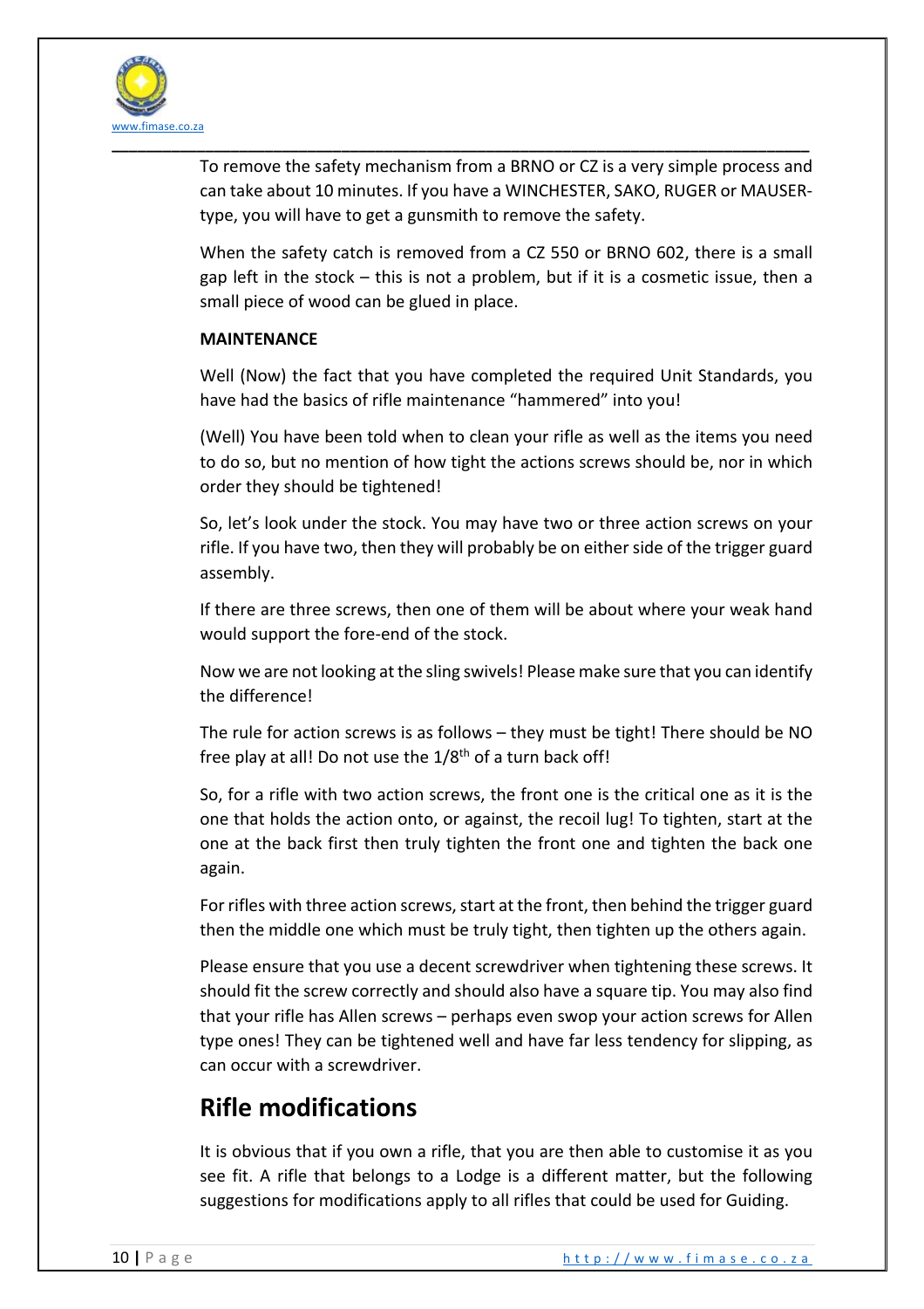To remove the safety mechanism from a BRNO or CZ is a very simple process and can take about 10 minutes. If you have a WINCHESTER, SAKO, RUGER or MAUSER-type, you will have to get a gunsmith to remove the safety.

When the safety catch is removed from a CZ 550 or BRNO 602, there is a small gap left in the stock – this is not a problem, but if it is a cosmetic issue, then a small piece of wood can be glued in place.

**MAINTENANCE**

Well (Now) the fact that you have completed the required Unit Standards, you have had the basics of rifle maintenance "hammered" into you!

(Well) You have been told when to clean your rifle as well as the items you need to do so, but no mention of how tight the actions screws should be, nor in which order they should be tightened!

So, let's look under the stock. You may have two or three action screws on your rifle. If you have two, then they will probably be on either side of the trigger guard assembly.

If there are three screws, then one of them will be about where your weak hand would support the fore-end of the stock.

Now we are not looking at the sling swivels! Please make sure that you can identify the difference!

The rule for action screws is as follows – they must be tight! There should be NO free play at all! Do not use the 1/8th of a turn back off!

So, for a rifle with two action screws, the front one is the critical one as it is the one that holds the action onto, or against, the recoil lug! To tighten, start at the one at the back first then truly tighten the front one and tighten the back one again.

For rifles with three action screws, start at the front, then behind the trigger guard then the middle one which must be truly tight, then tighten up the others again.

Please ensure that you use a decent screwdriver when tightening these screws. It should fit the screw correctly and should also have a square tip. You may also find that your rifle has Allen screws – perhaps even swop your action screws for Allen type ones! They can be tightened well and have far less tendency for slipping, as can occur with a screwdriver.

## Rifle modifications

It is obvious that if you own a rifle, that you are then able to customise it as you see fit. A rifle that belongs to a Lodge is a different matter, but the following suggestions for modifications apply to all rifles that could be used for Guiding.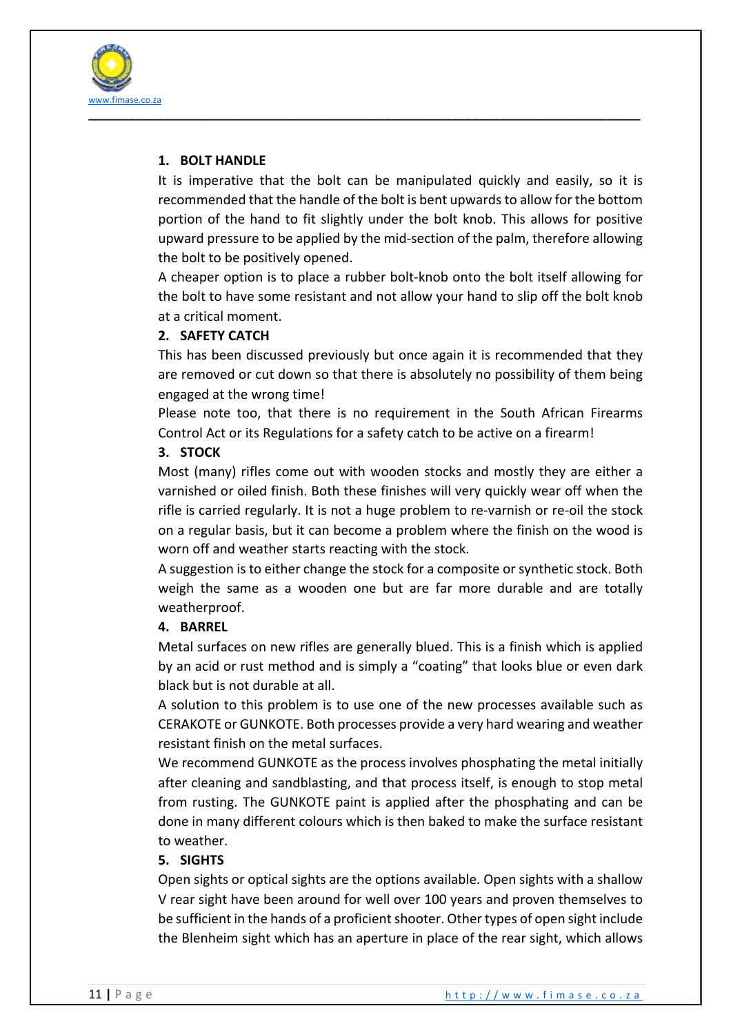## 1. BOLT HANDLE

It is imperative that the bolt can be manipulated quickly and easily, so it is recommended that the handle of the bolt is bent upwards to allow for the bottom portion of the hand to fit slightly under the bolt knob. This allows for positive upward pressure to be applied by the mid-section of the palm, therefore allowing the bolt to be positively opened.

A cheaper option is to place a rubber bolt-knob onto the bolt itself allowing for the bolt to have some resistant and not allow your hand to slip off the bolt knob at a critical moment.

## 2. SAFETY CATCH

This has been discussed previously but once again it is recommended that they are removed or cut down so that there is absolutely no possibility of them being engaged at the wrong time!

Please note too, that there is no requirement in the South African Firearms Control Act or its Regulations for a safety catch to be active on a firearm!

## 3. STOCK

Most (many) rifles come out with wooden stocks and mostly they are either a varnished or oiled finish. Both these finishes will very quickly wear off when the rifle is carried regularly. It is not a huge problem to re-varnish or re-oil the stock on a regular basis, but it can become a problem where the finish on the wood is worn off and weather starts reacting with the stock.

A suggestion is to either change the stock for a composite or synthetic stock. Both weigh the same as a wooden one but are far more durable and are totally weatherproof.

## 4. BARREL

Metal surfaces on new rifles are generally blued. This is a finish which is applied by an acid or rust method and is simply a "coating" that looks blue or even dark black but is not durable at all.

A solution to this problem is to use one of the new processes available such as CERAKOTE or GUNKOTE. Both processes provide a very hard wearing and weather resistant finish on the metal surfaces.

We recommend GUNKOTE as the process involves phosphating the metal initially after cleaning and sandblasting, and that process itself, is enough to stop metal from rusting. The GUNKOTE paint is applied after the phosphating and can be done in many different colours which is then baked to make the surface resistant to weather.

## 5. SIGHTS

Open sights or optical sights are the options available. Open sights with a shallow V rear sight have been around for well over 100 years and proven themselves to be sufficient in the hands of a proficient shooter. Other types of open sight include the Blenheim sight which has an aperture in place of the rear sight, which allows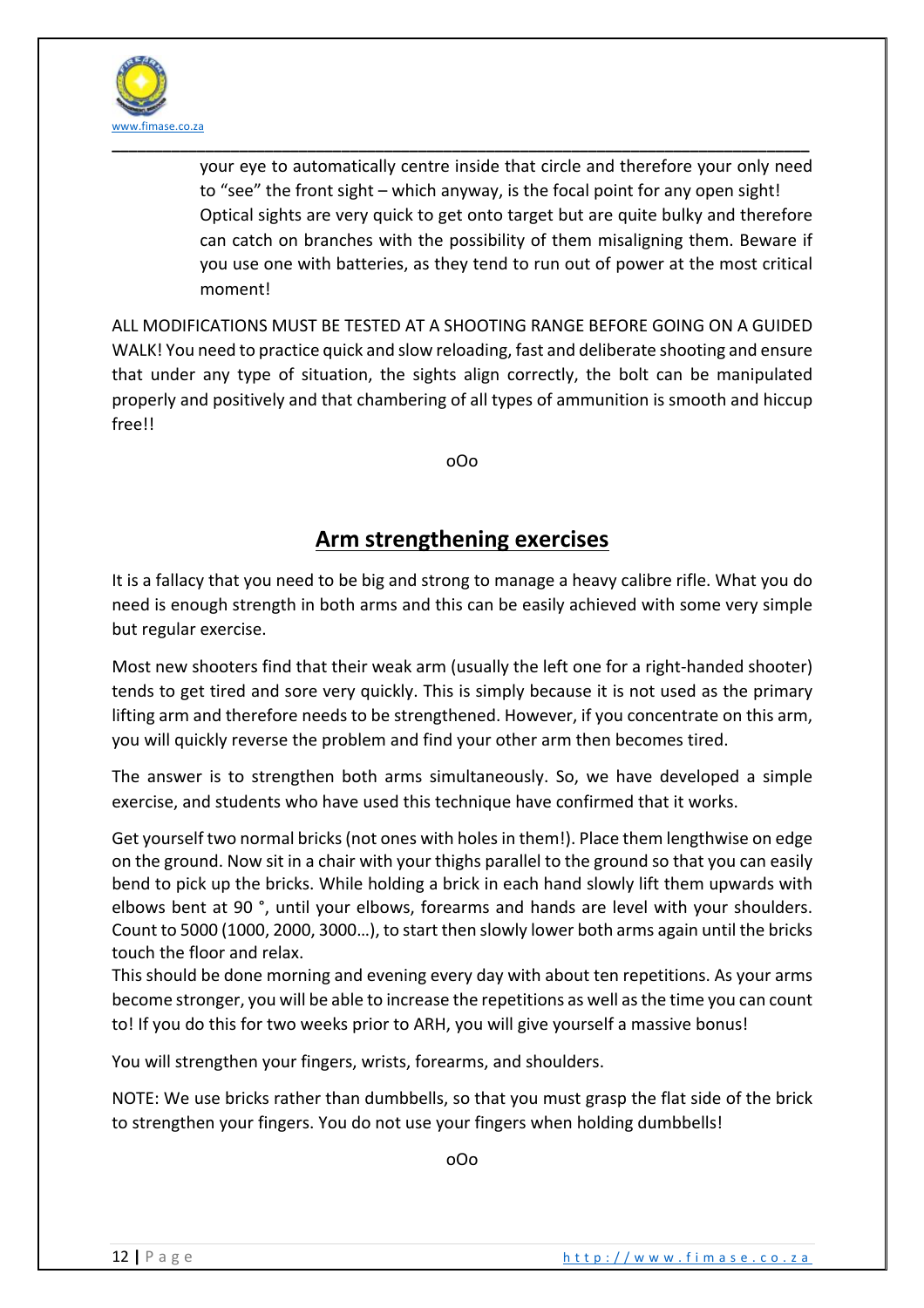your eye to automatically centre inside that circle and therefore your only need to "see" the front sight – which anyway, is the focal point for any open sight! Optical sights are very quick to get onto target but are quite bulky and therefore can catch on branches with the possibility of them misaligning them. Beware if you use one with batteries, as they tend to run out of power at the most critical moment!

ALL MODIFICATIONS MUST BE TESTED AT A SHOOTING RANGE BEFORE GOING ON A GUIDED WALK! You need to practice quick and slow reloading, fast and deliberate shooting and ensure that under any type of situation, the sights align correctly, the bolt can be manipulated properly and positively and that chambering of all types of ammunition is smooth and hiccup free!!

oOo

## Arm strengthening exercises

It is a fallacy that you need to be big and strong to manage a heavy calibre rifle. What you do need is enough strength in both arms and this can be easily achieved with some very simple but regular exercise.

Most new shooters find that their weak arm (usually the left one for a right-handed shooter) tends to get tired and sore very quickly. This is simply because it is not used as the primary lifting arm and therefore needs to be strengthened. However, if you concentrate on this arm, you will quickly reverse the problem and find your other arm then becomes tired.

The answer is to strengthen both arms simultaneously. So, we have developed a simple exercise, and students who have used this technique have confirmed that it works.

Get yourself two normal bricks (not ones with holes in them!). Place them lengthwise on edge on the ground. Now sit in a chair with your thighs parallel to the ground so that you can easily bend to pick up the bricks. While holding a brick in each hand slowly lift them upwards with elbows bent at 90 °, until your elbows, forearms and hands are level with your shoulders. Count to 5000 (1000, 2000, 3000…), to start then slowly lower both arms again until the bricks touch the floor and relax.
This should be done morning and evening every day with about ten repetitions. As your arms become stronger, you will be able to increase the repetitions as well as the time you can count to! If you do this for two weeks prior to ARH, you will give yourself a massive bonus!

You will strengthen your fingers, wrists, forearms, and shoulders.

NOTE: We use bricks rather than dumbbells, so that you must grasp the flat side of the brick to strengthen your fingers. You do not use your fingers when holding dumbbells!

oOo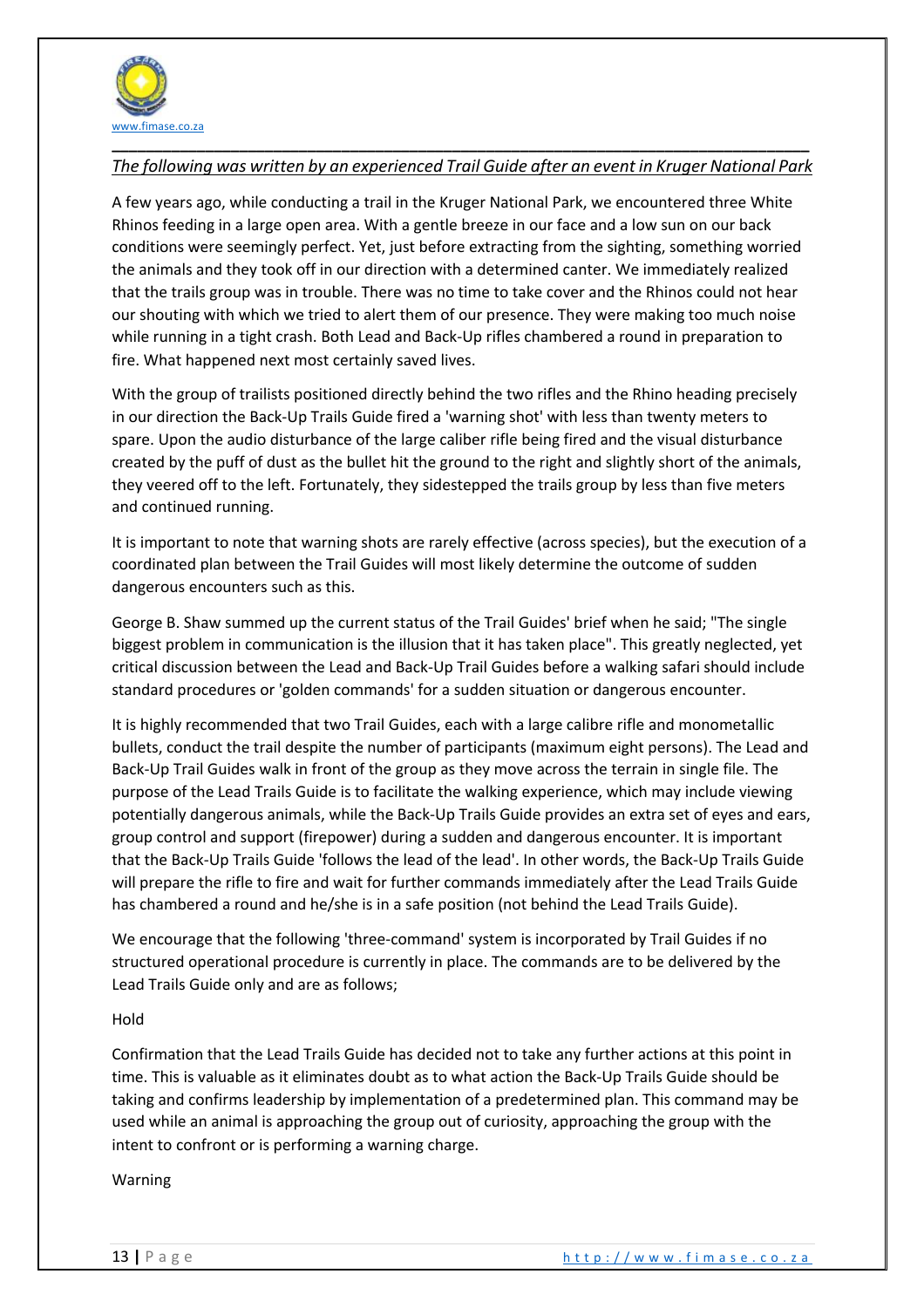*The following was written by an experienced Trail Guide after an event in Kruger National Park*

A few years ago, while conducting a trail in the Kruger National Park, we encountered three White Rhinos feeding in a large open area. With a gentle breeze in our face and a low sun on our back conditions were seemingly perfect. Yet, just before extracting from the sighting, something worried the animals and they took off in our direction with a determined canter. We immediately realized that the trails group was in trouble. There was no time to take cover and the Rhinos could not hear our shouting with which we tried to alert them of our presence. They were making too much noise while running in a tight crash. Both Lead and Back-Up rifles chambered a round in preparation to fire. What happened next most certainly saved lives.

With the group of trailists positioned directly behind the two rifles and the Rhino heading precisely in our direction the Back-Up Trails Guide fired a 'warning shot' with less than twenty meters to spare. Upon the audio disturbance of the large caliber rifle being fired and the visual disturbance created by the puff of dust as the bullet hit the ground to the right and slightly short of the animals, they veered off to the left. Fortunately, they sidestepped the trails group by less than five meters and continued running.

It is important to note that warning shots are rarely effective (across species), but the execution of a coordinated plan between the Trail Guides will most likely determine the outcome of sudden dangerous encounters such as this.

George B. Shaw summed up the current status of the Trail Guides' brief when he said; "The single biggest problem in communication is the illusion that it has taken place". This greatly neglected, yet critical discussion between the Lead and Back-Up Trail Guides before a walking safari should include standard procedures or 'golden commands' for a sudden situation or dangerous encounter.

It is highly recommended that two Trail Guides, each with a large calibre rifle and monometallic bullets, conduct the trail despite the number of participants (maximum eight persons). The Lead and Back-Up Trail Guides walk in front of the group as they move across the terrain in single file. The purpose of the Lead Trails Guide is to facilitate the walking experience, which may include viewing potentially dangerous animals, while the Back-Up Trails Guide provides an extra set of eyes and ears, group control and support (firepower) during a sudden and dangerous encounter. It is important that the Back-Up Trails Guide 'follows the lead of the lead'. In other words, the Back-Up Trails Guide will prepare the rifle to fire and wait for further commands immediately after the Lead Trails Guide has chambered a round and he/she is in a safe position (not behind the Lead Trails Guide).

We encourage that the following 'three-command' system is incorporated by Trail Guides if no structured operational procedure is currently in place. The commands are to be delivered by the Lead Trails Guide only and are as follows;

Hold

Confirmation that the Lead Trails Guide has decided not to take any further actions at this point in time. This is valuable as it eliminates doubt as to what action the Back-Up Trails Guide should be taking and confirms leadership by implementation of a predetermined plan. This command may be used while an animal is approaching the group out of curiosity, approaching the group with the intent to confront or is performing a warning charge.

Warning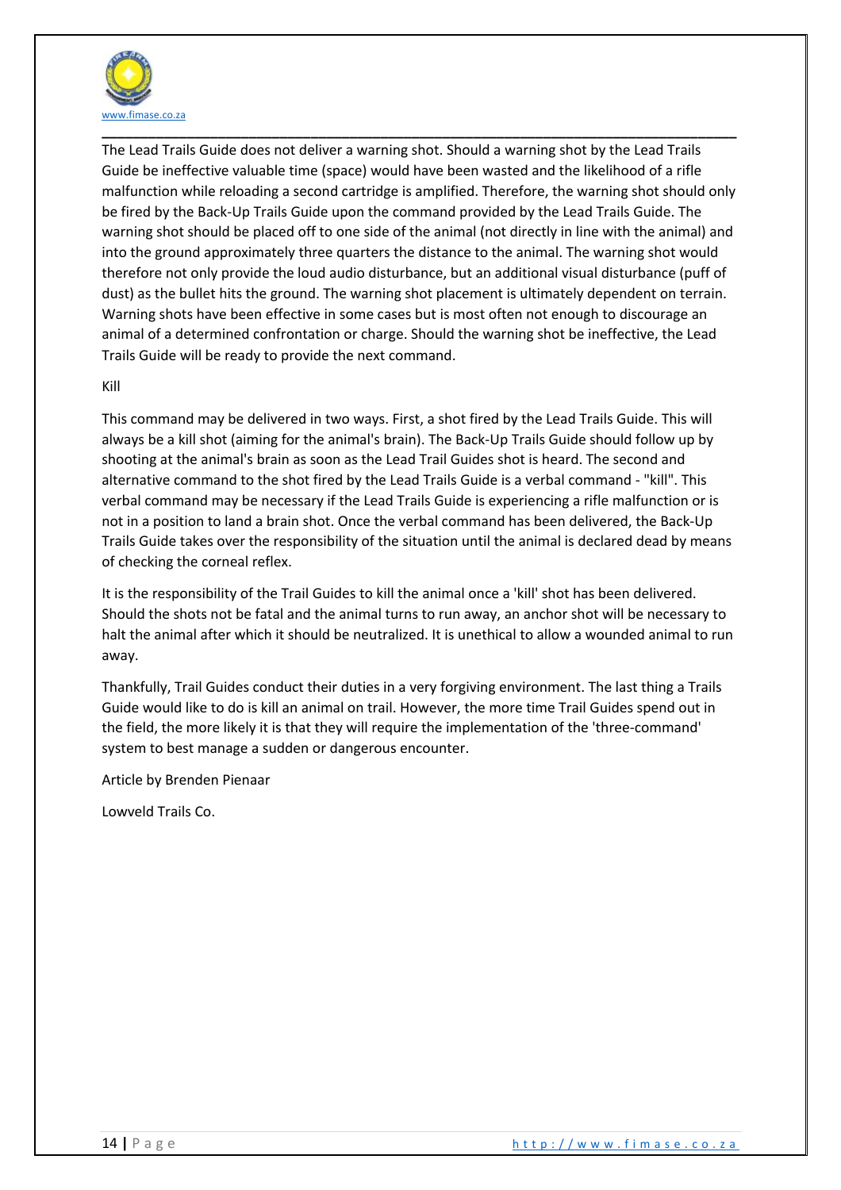The Lead Trails Guide does not deliver a warning shot. Should a warning shot by the Lead Trails Guide be ineffective valuable time (space) would have been wasted and the likelihood of a rifle malfunction while reloading a second cartridge is amplified. Therefore, the warning shot should only be fired by the Back-Up Trails Guide upon the command provided by the Lead Trails Guide. The warning shot should be placed off to one side of the animal (not directly in line with the animal) and into the ground approximately three quarters the distance to the animal. The warning shot would therefore not only provide the loud audio disturbance, but an additional visual disturbance (puff of dust) as the bullet hits the ground. The warning shot placement is ultimately dependent on terrain. Warning shots have been effective in some cases but is most often not enough to discourage an animal of a determined confrontation or charge. Should the warning shot be ineffective, the Lead Trails Guide will be ready to provide the next command.

Kill

This command may be delivered in two ways. First, a shot fired by the Lead Trails Guide. This will always be a kill shot (aiming for the animal's brain). The Back-Up Trails Guide should follow up by shooting at the animal's brain as soon as the Lead Trail Guides shot is heard. The second and alternative command to the shot fired by the Lead Trails Guide is a verbal command - "kill". This verbal command may be necessary if the Lead Trails Guide is experiencing a rifle malfunction or is not in a position to land a brain shot. Once the verbal command has been delivered, the Back-Up Trails Guide takes over the responsibility of the situation until the animal is declared dead by means of checking the corneal reflex.

It is the responsibility of the Trail Guides to kill the animal once a 'kill' shot has been delivered. Should the shots not be fatal and the animal turns to run away, an anchor shot will be necessary to halt the animal after which it should be neutralized. It is unethical to allow a wounded animal to run away.

Thankfully, Trail Guides conduct their duties in a very forgiving environment. The last thing a Trails Guide would like to do is kill an animal on trail. However, the more time Trail Guides spend out in the field, the more likely it is that they will require the implementation of the 'three-command' system to best manage a sudden or dangerous encounter.

Article by Brenden Pienaar

Lowveld Trails Co.